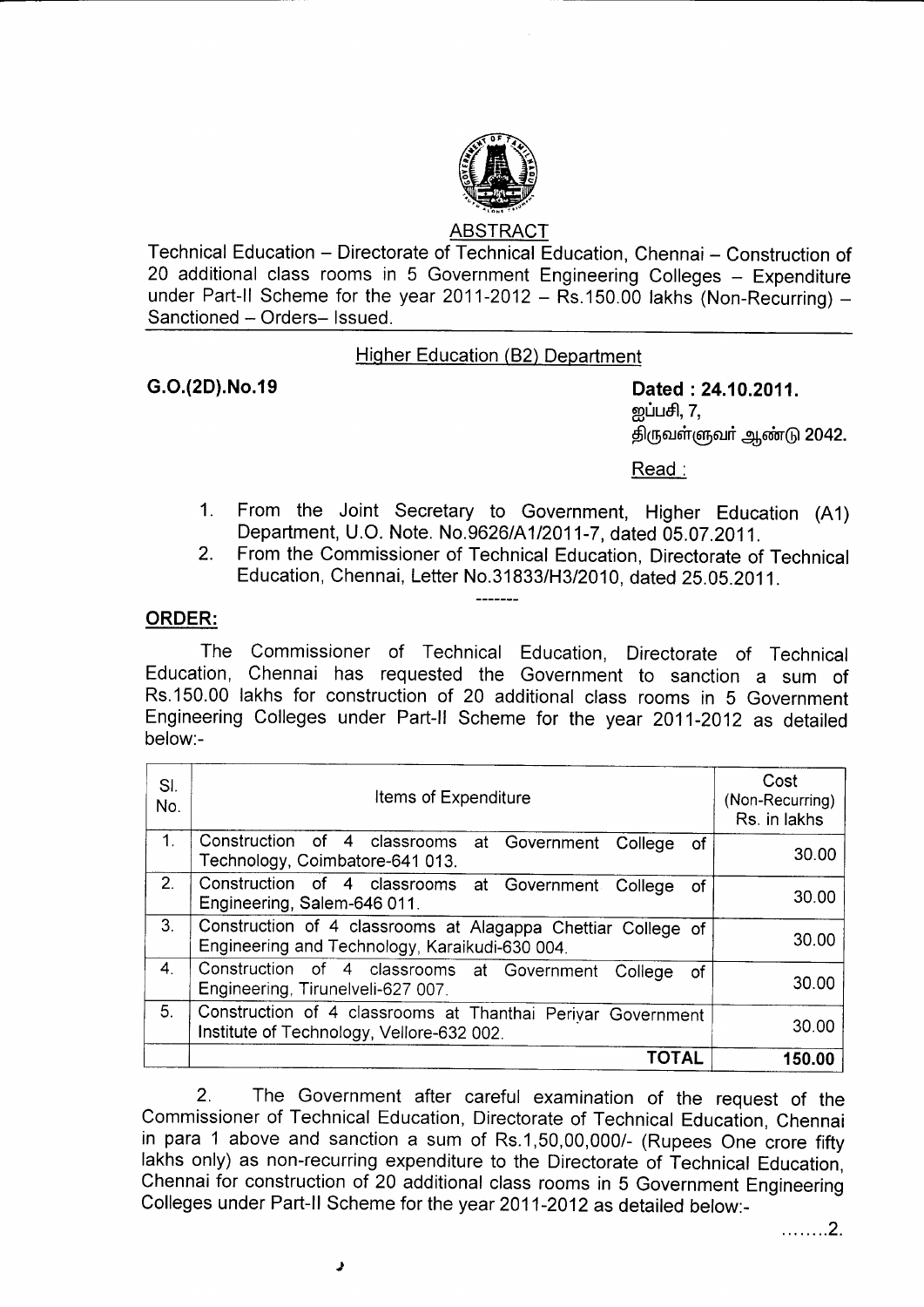## ABSTRACT

Technical Education – Directorate of Technical Education, Chennai – Construction of 20 additional class rooms in 5 Government Engineering Colleges – Expenditure under Part-II Scheme for the year 2011-2012 – Rs.150.00 lakhs (Non-Recurring) – Sanctioned – Orders– Issued.

### Higher Education (B2) Department

**G.O.(2D).No.19** **Dated : 24.10.2011.**
ஐப்பசி, 7,
திருவள்ளுவர் ஆண்டு 2042.

Read :

1. From the Joint Secretary to Government, Higher Education (A1) Department, U.O. Note. No.9626/A1/2011-7, dated 05.07.2011.
2. From the Commissioner of Technical Education, Directorate of Technical Education, Chennai, Letter No.31833/H3/2010, dated 25.05.2011.

-------

**ORDER:**

The Commissioner of Technical Education, Directorate of Technical Education, Chennai has requested the Government to sanction a sum of Rs.150.00 lakhs for construction of 20 additional class rooms in 5 Government Engineering Colleges under Part-II Scheme for the year 2011-2012 as detailed below:-

| Sl. No. | Items of Expenditure | Cost (Non-Recurring) Rs. in lakhs |
|---|---|---|
| 1. | Construction of 4 classrooms at Government College of Technology, Coimbatore-641 013. | 30.00 |
| 2. | Construction of 4 classrooms at Government College of Engineering, Salem-646 011. | 30.00 |
| 3. | Construction of 4 classrooms at Alagappa Chettiar College of Engineering and Technology, Karaikudi-630 004. | 30.00 |
| 4. | Construction of 4 classrooms at Government College of Engineering, Tirunelveli-627 007. | 30.00 |
| 5. | Construction of 4 classrooms at Thanthai Periyar Government Institute of Technology, Vellore-632 002. | 30.00 |
| | **TOTAL** | **150.00** |

2. The Government after careful examination of the request of the Commissioner of Technical Education, Directorate of Technical Education, Chennai in para 1 above and sanction a sum of Rs.1,50,00,000/- (Rupees One crore fifty lakhs only) as non-recurring expenditure to the Directorate of Technical Education, Chennai for construction of 20 additional class rooms in 5 Government Engineering Colleges under Part-II Scheme for the year 2011-2012 as detailed below:-

........2.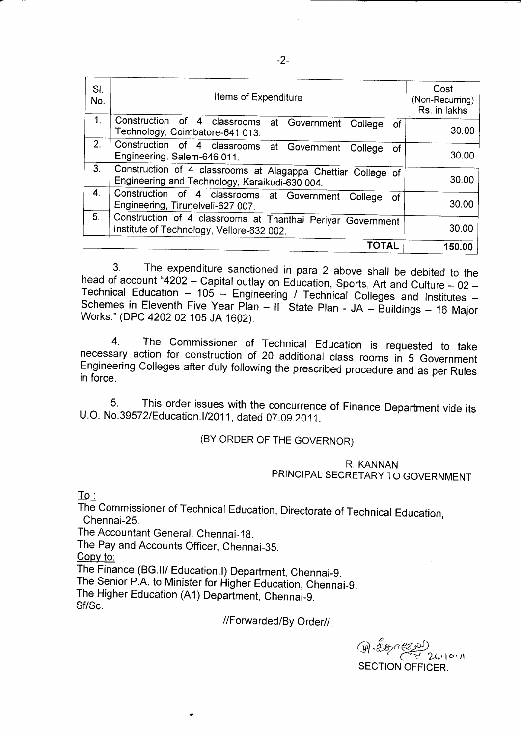| Sl. No. | Items of Expenditure | Cost (Non-Recurring) Rs. in lakhs |
|---|---|---|
| 1. | Construction of 4 classrooms at Government College of Technology, Coimbatore-641 013. | 30.00 |
| 2. | Construction of 4 classrooms at Government College of Engineering, Salem-646 011. | 30.00 |
| 3. | Construction of 4 classrooms at Alagappa Chettiar College of Engineering and Technology, Karaikudi-630 004. | 30.00 |
| 4. | Construction of 4 classrooms at Government College of Engineering, Tirunelveli-627 007. | 30.00 |
| 5. | Construction of 4 classrooms at Thanthai Periyar Government Institute of Technology, Vellore-632 002. | 30.00 |
| | **TOTAL** | **150.00** |

3. The expenditure sanctioned in para 2 above shall be debited to the head of account "4202 – Capital outlay on Education, Sports, Art and Culture – 02 – Technical Education – 105 – Engineering / Technical Colleges and Institutes – Schemes in Eleventh Five Year Plan – II State Plan - JA – Buildings – 16 Major Works." (DPC 4202 02 105 JA 1602).

4. The Commissioner of Technical Education is requested to take necessary action for construction of 20 additional class rooms in 5 Government Engineering Colleges after duly following the prescribed procedure and as per Rules in force.

5. This order issues with the concurrence of Finance Department vide its U.O. No.39572/Education.I/2011, dated 07.09.2011.

(BY ORDER OF THE GOVERNOR)

R. KANNAN
PRINCIPAL SECRETARY TO GOVERNMENT

To :

The Commissioner of Technical Education, Directorate of Technical Education, Chennai-25.

The Accountant General, Chennai-18.

The Pay and Accounts Officer, Chennai-35.

Copy to:

The Finance (BG.II/ Education.I) Department, Chennai-9.

The Senior P.A. to Minister for Higher Education, Chennai-9.

The Higher Education (A1) Department, Chennai-9.

Sf/Sc.

//Forwarded/By Order//

24.10.11
SECTION OFFICER.